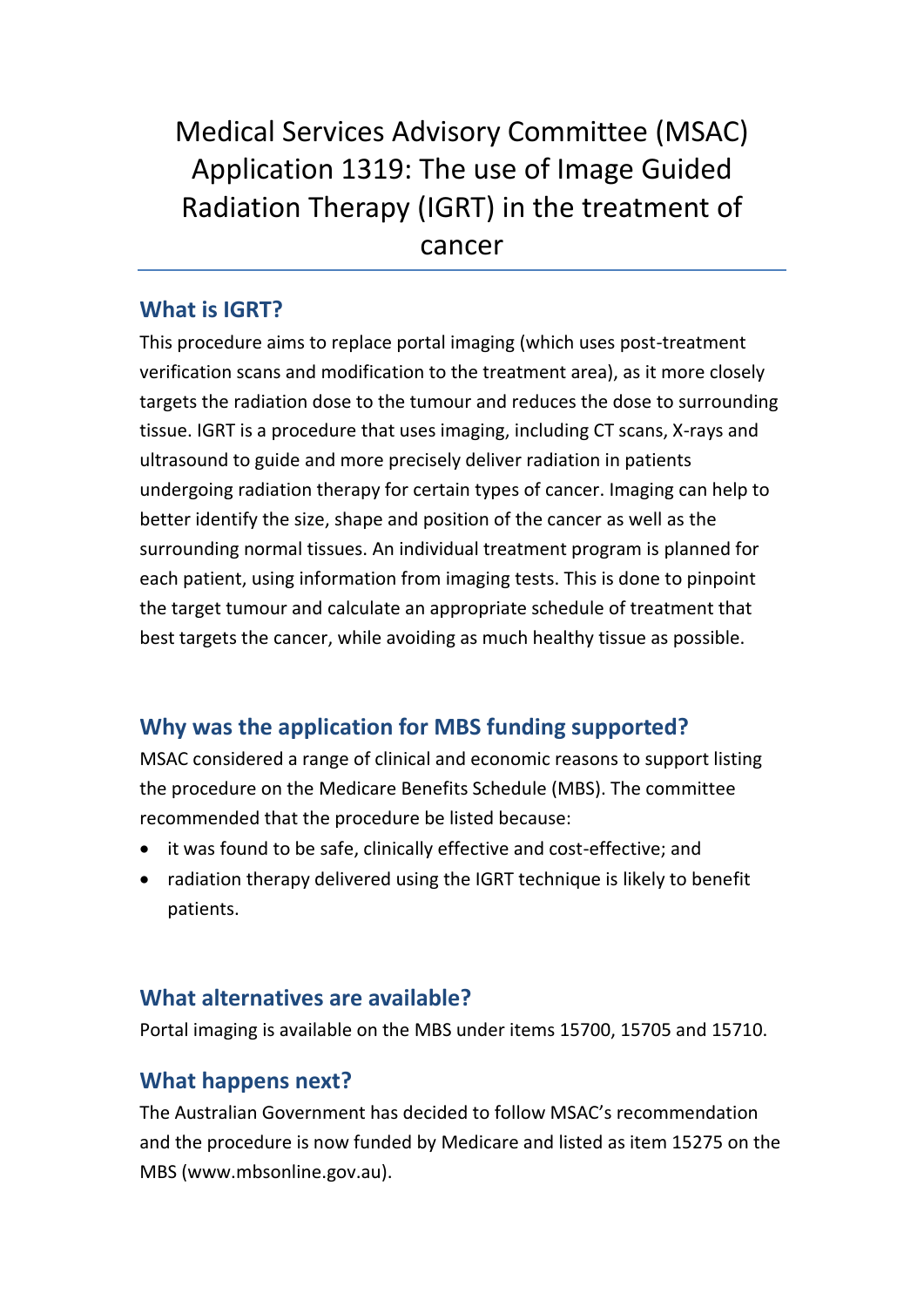# Medical Services Advisory Committee (MSAC) Application 1319: The use of Image Guided Radiation Therapy (IGRT) in the treatment of cancer

## What is IGRT?

This procedure aims to replace portal imaging (which uses post-treatment verification scans and modification to the treatment area), as it more closely targets the radiation dose to the tumour and reduces the dose to surrounding tissue. IGRT is a procedure that uses imaging, including CT scans, X-rays and ultrasound to guide and more precisely deliver radiation in patients undergoing radiation therapy for certain types of cancer. Imaging can help to better identify the size, shape and position of the cancer as well as the surrounding normal tissues. An individual treatment program is planned for each patient, using information from imaging tests. This is done to pinpoint the target tumour and calculate an appropriate schedule of treatment that best targets the cancer, while avoiding as much healthy tissue as possible.

## Why was the application for MBS funding supported?

MSAC considered a range of clinical and economic reasons to support listing the procedure on the Medicare Benefits Schedule (MBS). The committee recommended that the procedure be listed because:

- it was found to be safe, clinically effective and cost-effective; and
- radiation therapy delivered using the IGRT technique is likely to benefit patients.

## What alternatives are available?

Portal imaging is available on the MBS under items 15700, 15705 and 15710.

## What happens next?

The Australian Government has decided to follow MSAC's recommendation and the procedure is now funded by Medicare and listed as item 15275 on the MBS (www.mbsonline.gov.au).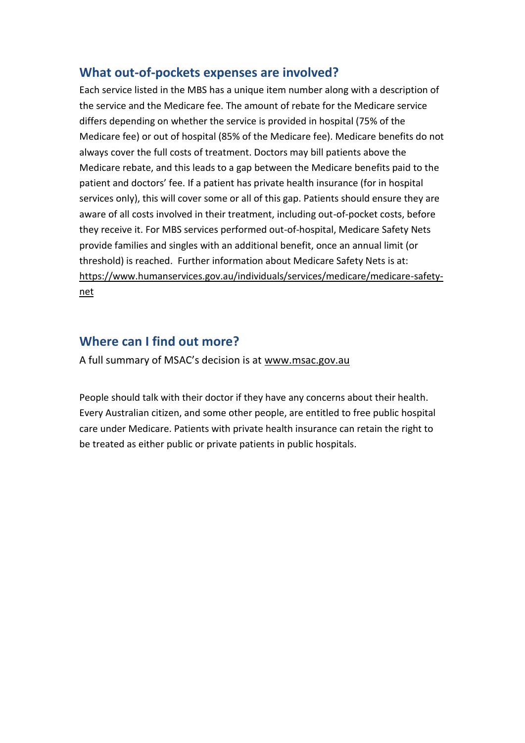## What out-of-pockets expenses are involved?

Each service listed in the MBS has a unique item number along with a description of the service and the Medicare fee. The amount of rebate for the Medicare service differs depending on whether the service is provided in hospital (75% of the Medicare fee) or out of hospital (85% of the Medicare fee). Medicare benefits do not always cover the full costs of treatment. Doctors may bill patients above the Medicare rebate, and this leads to a gap between the Medicare benefits paid to the patient and doctors' fee. If a patient has private health insurance (for in hospital services only), this will cover some or all of this gap. Patients should ensure they are aware of all costs involved in their treatment, including out-of-pocket costs, before they receive it. For MBS services performed out-of-hospital, Medicare Safety Nets provide families and singles with an additional benefit, once an annual limit (or threshold) is reached. Further information about Medicare Safety Nets is at: https://www.humanservices.gov.au/individuals/services/medicare/medicare-safety-net

## Where can I find out more?

A full summary of MSAC's decision is at www.msac.gov.au

People should talk with their doctor if they have any concerns about their health. Every Australian citizen, and some other people, are entitled to free public hospital care under Medicare. Patients with private health insurance can retain the right to be treated as either public or private patients in public hospitals.